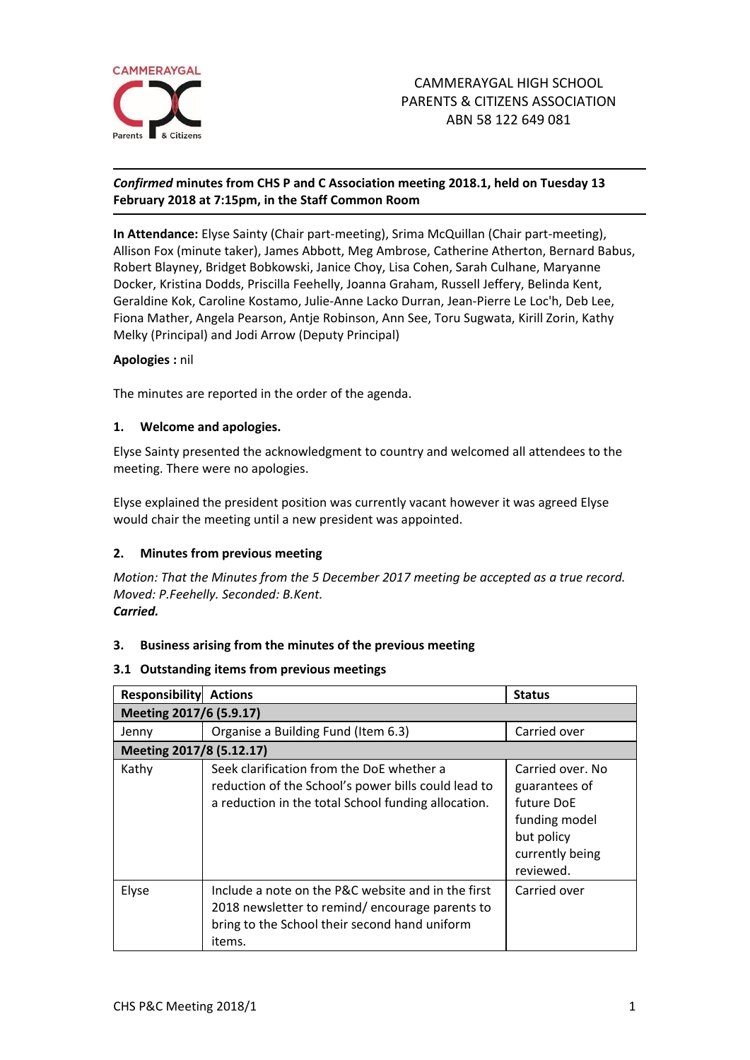CAMMERAYGAL HIGH SCHOOL
PARENTS & CITIZENS ASSOCIATION
ABN 58 122 649 081

***Confirmed* minutes from CHS P and C Association meeting 2018.1, held on Tuesday 13 February 2018 at 7:15pm, in the Staff Common Room**

**In Attendance:** Elyse Sainty (Chair part-meeting), Srima McQuillan (Chair part-meeting), Allison Fox (minute taker), James Abbott, Meg Ambrose, Catherine Atherton, Bernard Babus, Robert Blayney, Bridget Bobkowski, Janice Choy, Lisa Cohen, Sarah Culhane, Maryanne Docker, Kristina Dodds, Priscilla Feehelly, Joanna Graham, Russell Jeffery, Belinda Kent, Geraldine Kok, Caroline Kostamo, Julie-Anne Lacko Durran, Jean-Pierre Le Loc'h, Deb Lee, Fiona Mather, Angela Pearson, Antje Robinson, Ann See, Toru Sugwata, Kirill Zorin, Kathy Melky (Principal) and Jodi Arrow (Deputy Principal)

**Apologies :** nil

The minutes are reported in the order of the agenda.

## 1. Welcome and apologies.

Elyse Sainty presented the acknowledgment to country and welcomed all attendees to the meeting. There were no apologies.

Elyse explained the president position was currently vacant however it was agreed Elyse would chair the meeting until a new president was appointed.

## 2. Minutes from previous meeting

*Motion: That the Minutes from the 5 December 2017 meeting be accepted as a true record. Moved: P.Feehelly. Seconded: B.Kent.*
***Carried.***

## 3. Business arising from the minutes of the previous meeting

### 3.1 Outstanding items from previous meetings

| Responsibility | Actions | Status |
|---|---|---|
| **Meeting 2017/6 (5.9.17)** | | |
| Jenny | Organise a Building Fund (Item 6.3) | Carried over |
| **Meeting 2017/8 (5.12.17)** | | |
| Kathy | Seek clarification from the DoE whether a reduction of the School's power bills could lead to a reduction in the total School funding allocation. | Carried over. No guarantees of future DoE funding model but policy currently being reviewed. |
| Elyse | Include a note on the P&C website and in the first 2018 newsletter to remind/ encourage parents to bring to the School their second hand uniform items. | Carried over |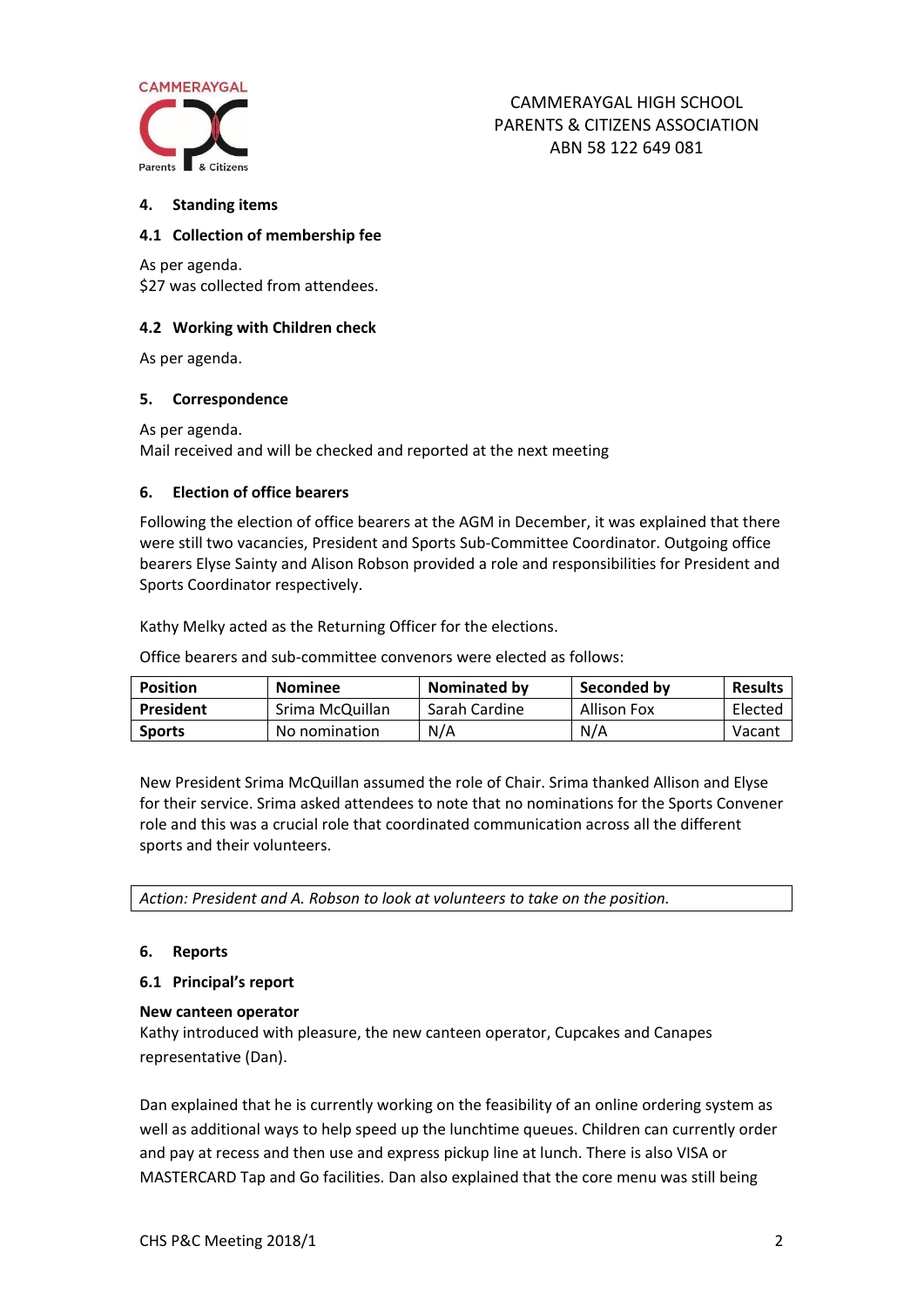#### 4. Standing items

#### 4.1 Collection of membership fee

As per agenda.
$27 was collected from attendees.

#### 4.2 Working with Children check

As per agenda.

#### 5. Correspondence

As per agenda.
Mail received and will be checked and reported at the next meeting

#### 6. Election of office bearers

Following the election of office bearers at the AGM in December, it was explained that there were still two vacancies, President and Sports Sub-Committee Coordinator. Outgoing office bearers Elyse Sainty and Alison Robson provided a role and responsibilities for President and Sports Coordinator respectively.

Kathy Melky acted as the Returning Officer for the elections.

Office bearers and sub-committee convenors were elected as follows:

| Position | Nominee | Nominated by | Seconded by | Results |
|---|---|---|---|---|
| **President** | Srima McQuillan | Sarah Cardine | Allison Fox | Elected |
| **Sports** | No nomination | N/A | N/A | Vacant |

New President Srima McQuillan assumed the role of Chair. Srima thanked Allison and Elyse for their service. Srima asked attendees to note that no nominations for the Sports Convener role and this was a crucial role that coordinated communication across all the different sports and their volunteers.

*Action: President and A. Robson to look at volunteers to take on the position.*

#### 6. Reports

#### 6.1 Principal's report

**New canteen operator**
Kathy introduced with pleasure, the new canteen operator, Cupcakes and Canapes representative (Dan).

Dan explained that he is currently working on the feasibility of an online ordering system as well as additional ways to help speed up the lunchtime queues. Children can currently order and pay at recess and then use and express pickup line at lunch. There is also VISA or MASTERCARD Tap and Go facilities. Dan also explained that the core menu was still being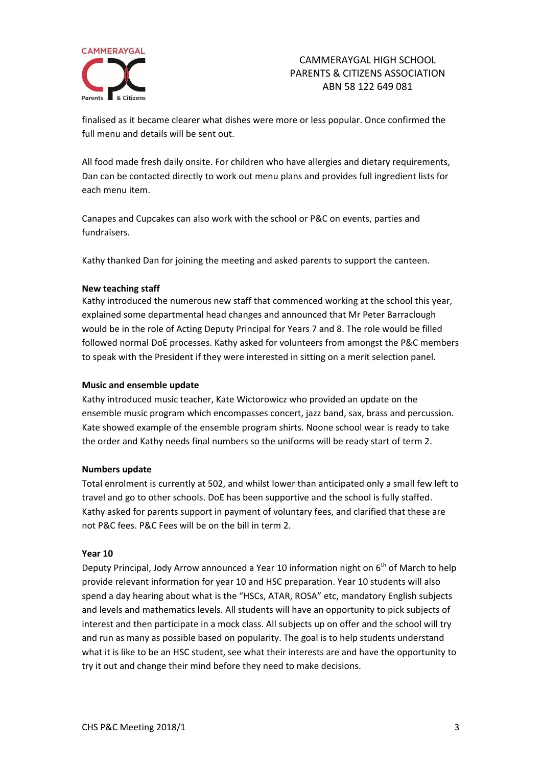finalised as it became clearer what dishes were more or less popular. Once confirmed the full menu and details will be sent out.

All food made fresh daily onsite. For children who have allergies and dietary requirements, Dan can be contacted directly to work out menu plans and provides full ingredient lists for each menu item.

Canapes and Cupcakes can also work with the school or P&C on events, parties and fundraisers.

Kathy thanked Dan for joining the meeting and asked parents to support the canteen.

**New teaching staff**
Kathy introduced the numerous new staff that commenced working at the school this year, explained some departmental head changes and announced that Mr Peter Barraclough would be in the role of Acting Deputy Principal for Years 7 and 8. The role would be filled followed normal DoE processes. Kathy asked for volunteers from amongst the P&C members to speak with the President if they were interested in sitting on a merit selection panel.

**Music and ensemble update**
Kathy introduced music teacher, Kate Wictorowicz who provided an update on the ensemble music program which encompasses concert, jazz band, sax, brass and percussion. Kate showed example of the ensemble program shirts. Noone school wear is ready to take the order and Kathy needs final numbers so the uniforms will be ready start of term 2.

**Numbers update**
Total enrolment is currently at 502, and whilst lower than anticipated only a small few left to travel and go to other schools. DoE has been supportive and the school is fully staffed. Kathy asked for parents support in payment of voluntary fees, and clarified that these are not P&C fees. P&C Fees will be on the bill in term 2.

**Year 10**
Deputy Principal, Jody Arrow announced a Year 10 information night on 6th of March to help provide relevant information for year 10 and HSC preparation. Year 10 students will also spend a day hearing about what is the "HSCs, ATAR, ROSA" etc, mandatory English subjects and levels and mathematics levels. All students will have an opportunity to pick subjects of interest and then participate in a mock class. All subjects up on offer and the school will try and run as many as possible based on popularity. The goal is to help students understand what it is like to be an HSC student, see what their interests are and have the opportunity to try it out and change their mind before they need to make decisions.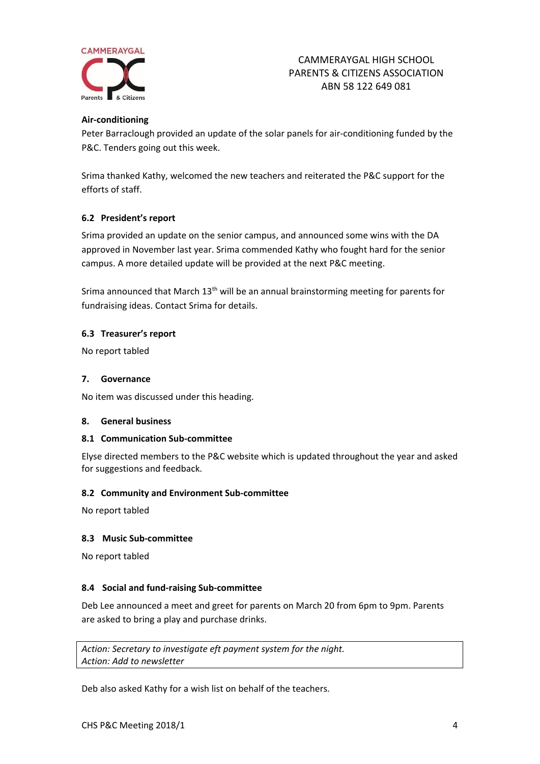**Air-conditioning**

Peter Barraclough provided an update of the solar panels for air-conditioning funded by the P&C. Tenders going out this week.

Srima thanked Kathy, welcomed the new teachers and reiterated the P&C support for the efforts of staff.

### 6.2 President's report

Srima provided an update on the senior campus, and announced some wins with the DA approved in November last year. Srima commended Kathy who fought hard for the senior campus. A more detailed update will be provided at the next P&C meeting.

Srima announced that March 13th will be an annual brainstorming meeting for parents for fundraising ideas. Contact Srima for details.

### 6.3 Treasurer's report

No report tabled

## 7. Governance

No item was discussed under this heading.

## 8. General business

### 8.1 Communication Sub-committee

Elyse directed members to the P&C website which is updated throughout the year and asked for suggestions and feedback.

### 8.2 Community and Environment Sub-committee

No report tabled

### 8.3 Music Sub-committee

No report tabled

### 8.4 Social and fund-raising Sub-committee

Deb Lee announced a meet and greet for parents on March 20 from 6pm to 9pm. Parents are asked to bring a play and purchase drinks.

*Action: Secretary to investigate eft payment system for the night.*
*Action: Add to newsletter*

Deb also asked Kathy for a wish list on behalf of the teachers.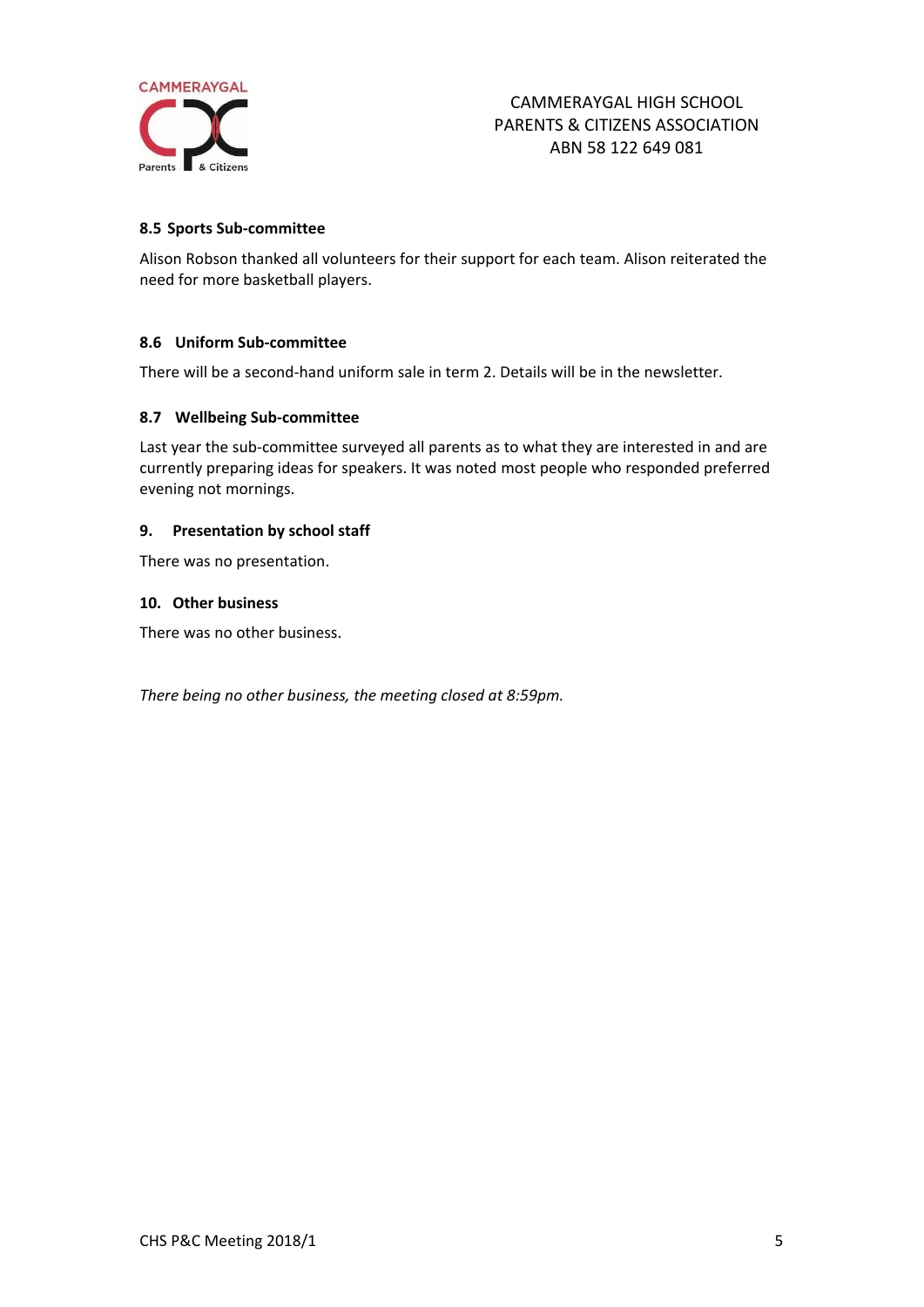#### 8.5 Sports Sub-committee

Alison Robson thanked all volunteers for their support for each team. Alison reiterated the need for more basketball players.

#### 8.6 Uniform Sub-committee

There will be a second-hand uniform sale in term 2. Details will be in the newsletter.

#### 8.7 Wellbeing Sub-committee

Last year the sub-committee surveyed all parents as to what they are interested in and are currently preparing ideas for speakers. It was noted most people who responded preferred evening not mornings.

### 9. Presentation by school staff

There was no presentation.

### 10. Other business

There was no other business.

*There being no other business, the meeting closed at 8:59pm.*